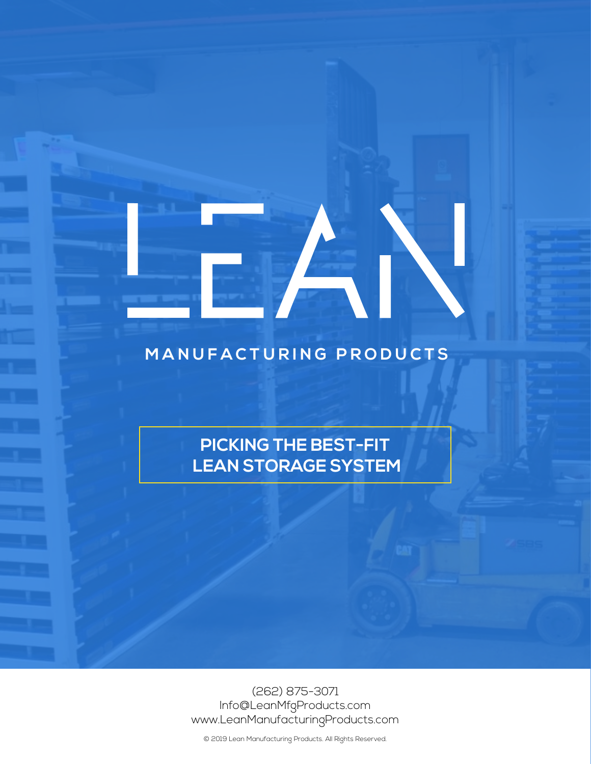# LEAN

MANUFACTURING PRODUCTS

## PICKING THE BEST-FIT LEAN STORAGE SYSTEM

(262) 875-3071
Info@LeanMfgProducts.com
www.LeanManufacturingProducts.com

© 2019 Lean Manufacturing Products. All Rights Reserved.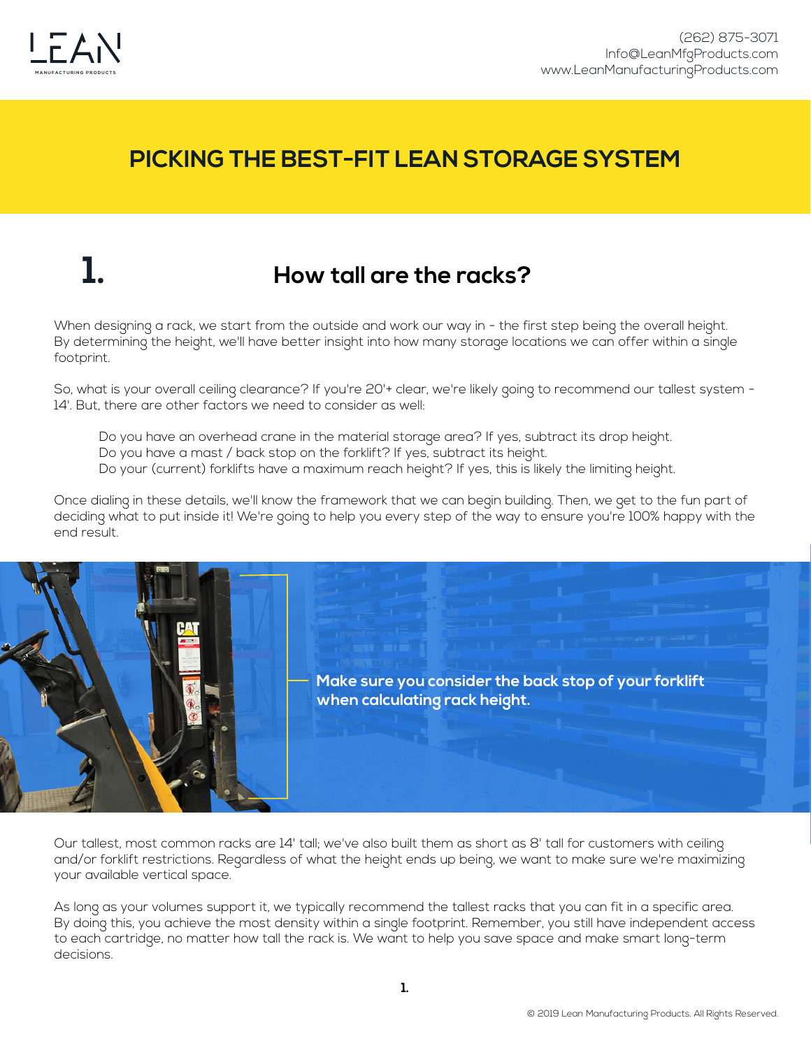# PICKING THE BEST-FIT LEAN STORAGE SYSTEM

## 1. How tall are the racks?

When designing a rack, we start from the outside and work our way in - the first step being the overall height. By determining the height, we'll have better insight into how many storage locations we can offer within a single footprint.

So, what is your overall ceiling clearance? If you're 20'+ clear, we're likely going to recommend our tallest system - 14'. But, there are other factors we need to consider as well:

Do you have an overhead crane in the material storage area? If yes, subtract its drop height.
Do you have a mast / back stop on the forklift? If yes, subtract its height.
Do your (current) forklifts have a maximum reach height? If yes, this is likely the limiting height.

Once dialing in these details, we'll know the framework that we can begin building. Then, we get to the fun part of deciding what to put inside it! We're going to help you every step of the way to ensure you're 100% happy with the end result.

**Make sure you consider the back stop of your forklift when calculating rack height.**

Our tallest, most common racks are 14' tall; we've also built them as short as 8' tall for customers with ceiling and/or forklift restrictions. Regardless of what the height ends up being, we want to make sure we're maximizing your available vertical space.

As long as your volumes support it, we typically recommend the tallest racks that you can fit in a specific area. By doing this, you achieve the most density within a single footprint. Remember, you still have independent access to each cartridge, no matter how tall the rack is. We want to help you save space and make smart long-term decisions.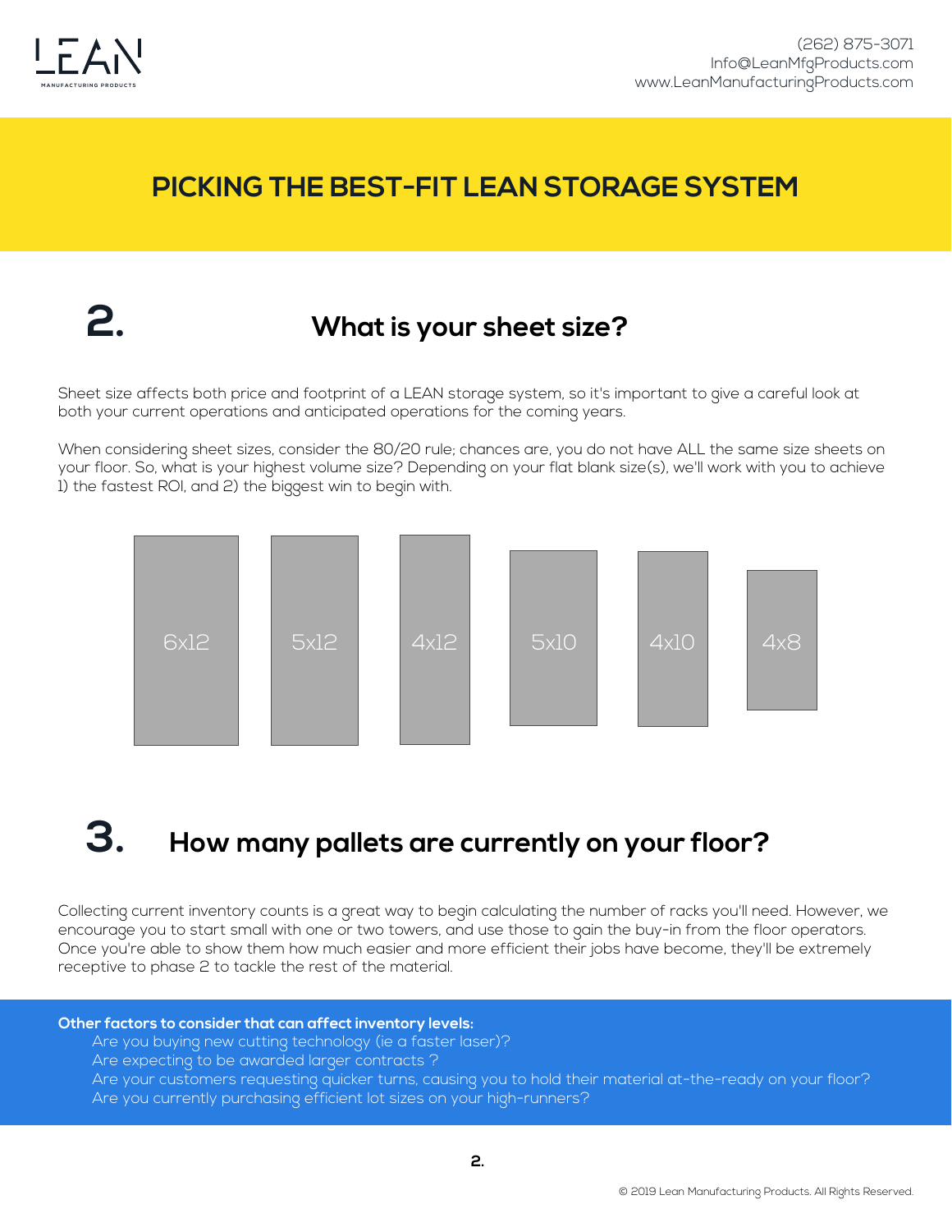# PICKING THE BEST-FIT LEAN STORAGE SYSTEM

## 2. What is your sheet size?

Sheet size affects both price and footprint of a LEAN storage system, so it's important to give a careful look at both your current operations and anticipated operations for the coming years.

When considering sheet sizes, consider the 80/20 rule; chances are, you do not have ALL the same size sheets on your floor. So, what is your highest volume size? Depending on your flat blank size(s), we'll work with you to achieve 1) the fastest ROI, and 2) the biggest win to begin with.

6x12 | 5x12 | 4x12 | 5x10 | 4x10 | 4x8

## 3. How many pallets are currently on your floor?

Collecting current inventory counts is a great way to begin calculating the number of racks you'll need. However, we encourage you to start small with one or two towers, and use those to gain the buy-in from the floor operators. Once you're able to show them how much easier and more efficient their jobs have become, they'll be extremely receptive to phase 2 to tackle the rest of the material.

**Other factors to consider that can affect inventory levels:**

- Are you buying new cutting technology (ie a faster laser)?
- Are expecting to be awarded larger contracts ?
- Are your customers requesting quicker turns, causing you to hold their material at-the-ready on your floor?
- Are you currently purchasing efficient lot sizes on your high-runners?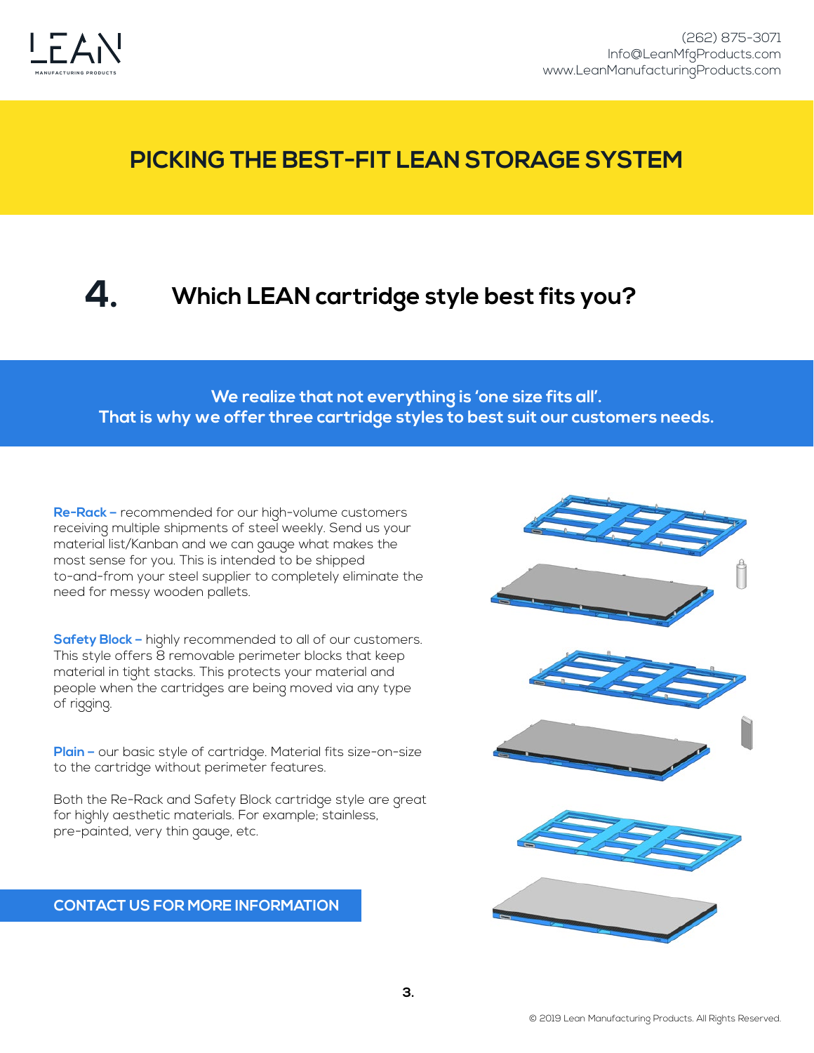# PICKING THE BEST-FIT LEAN STORAGE SYSTEM

## 4. Which LEAN cartridge style best fits you?

**We realize that not everything is 'one size fits all'.
That is why we offer three cartridge styles to best suit our customers needs.**

**Re-Rack –** recommended for our high-volume customers receiving multiple shipments of steel weekly. Send us your material list/Kanban and we can gauge what makes the most sense for you. This is intended to be shipped to-and-from your steel supplier to completely eliminate the need for messy wooden pallets.

**Safety Block –** highly recommended to all of our customers. This style offers 8 removable perimeter blocks that keep material in tight stacks. This protects your material and people when the cartridges are being moved via any type of rigging.

**Plain –** our basic style of cartridge. Material fits size-on-size to the cartridge without perimeter features.

Both the Re-Rack and Safety Block cartridge style are great for highly aesthetic materials. For example; stainless, pre-painted, very thin gauge, etc.

**CONTACT US FOR MORE INFORMATION**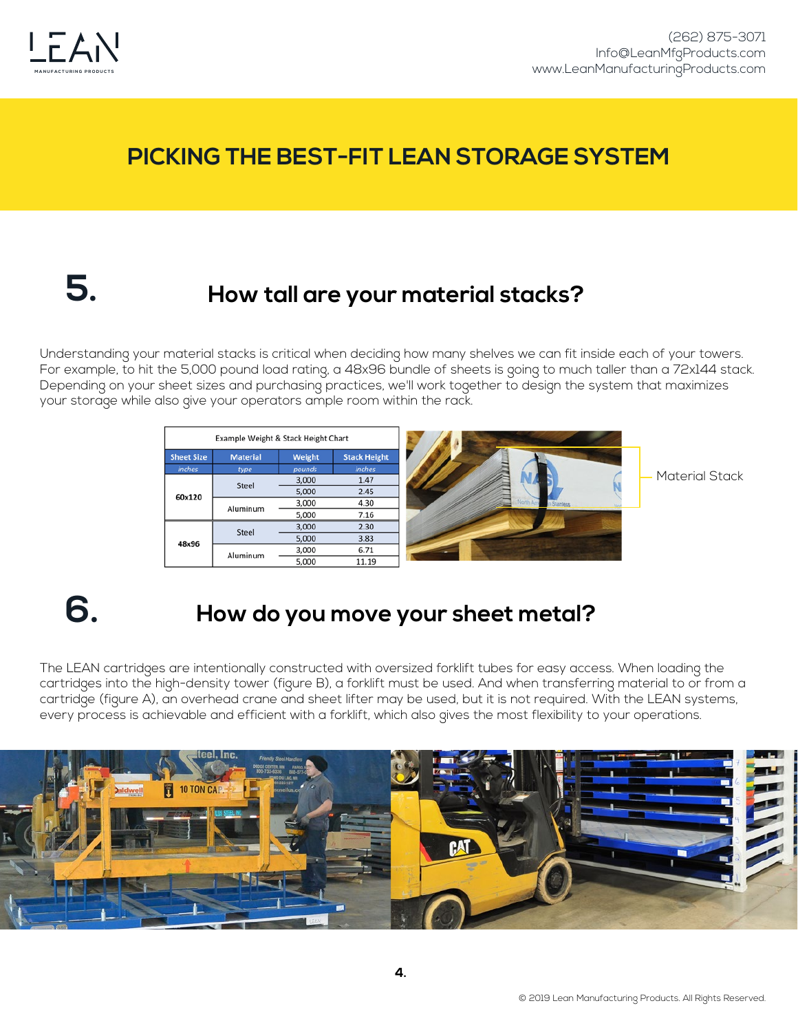# PICKING THE BEST-FIT LEAN STORAGE SYSTEM

## 5. How tall are your material stacks?

Understanding your material stacks is critical when deciding how many shelves we can fit inside each of your towers. For example, to hit the 5,000 pound load rating, a 48x96 bundle of sheets is going to much taller than a 72x144 stack. Depending on your sheet sizes and purchasing practices, we'll work together to design the system that maximizes your storage while also give your operators ample room within the rack.

Example Weight & Stack Height Chart

| Sheet Size | Material | Weight | Stack Height |
|---|---|---|---|
| *inches* | *type* | *pounds* | *inches* |
| 60x120 | Steel | 3,000 | 1.47 |
| | | 5,000 | 2.45 |
| | Aluminum | 3,000 | 4.30 |
| | | 5,000 | 7.16 |
| 48x96 | Steel | 3,000 | 2.30 |
| | | 5,000 | 3.83 |
| | Aluminum | 3,000 | 6.71 |
| | | 5,000 | 11.19 |

Material Stack

## 6. How do you move your sheet metal?

The LEAN cartridges are intentionally constructed with oversized forklift tubes for easy access. When loading the cartridges into the high-density tower (figure B), a forklift must be used. And when transferring material to or from a cartridge (figure A), an overhead crane and sheet lifter may be used, but it is not required. With the LEAN systems, every process is achievable and efficient with a forklift, which also gives the most flexibility to your operations.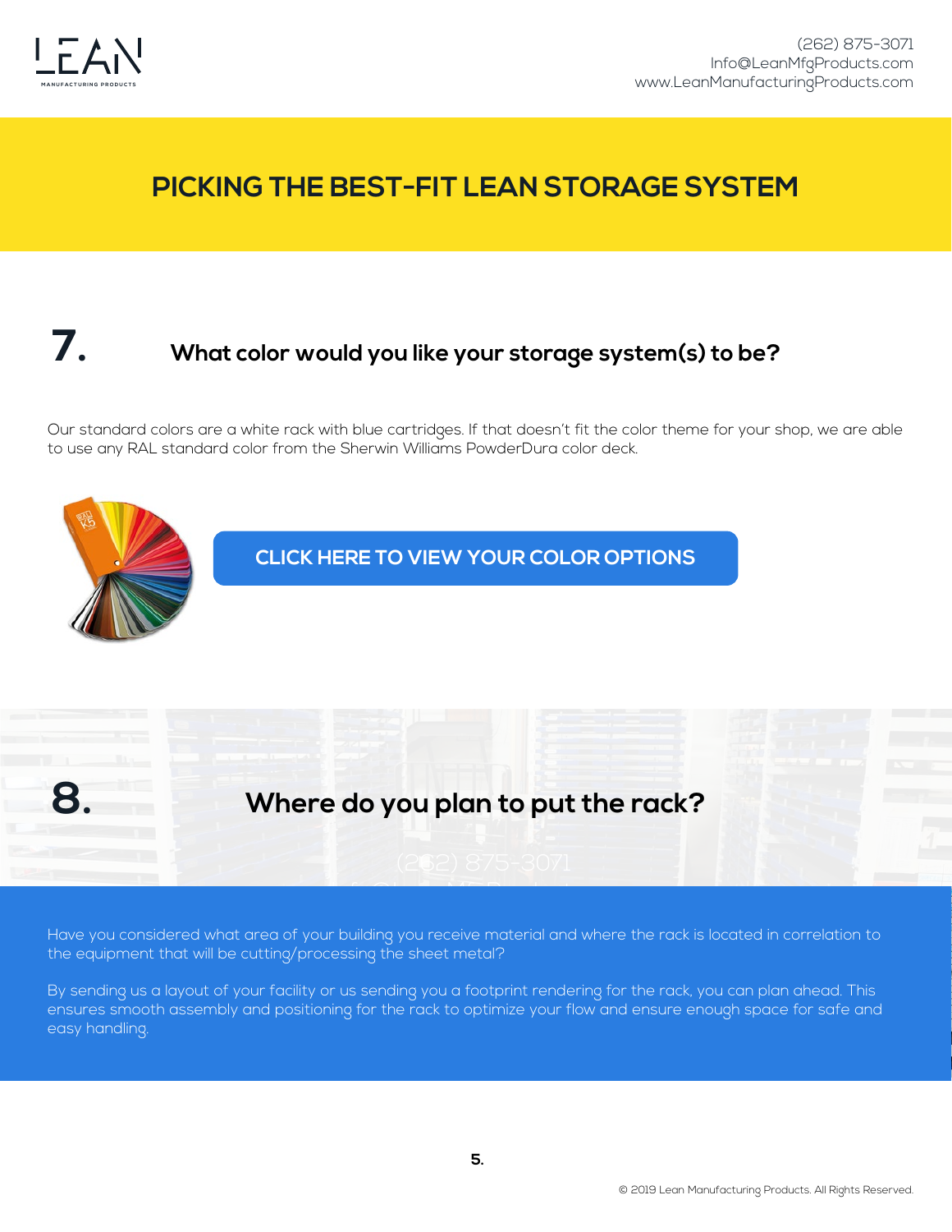# PICKING THE BEST-FIT LEAN STORAGE SYSTEM

## 7. What color would you like your storage system(s) to be?

Our standard colors are a white rack with blue cartridges. If that doesn't fit the color theme for your shop, we are able to use any RAL standard color from the Sherwin Williams PowderDura color deck.

**CLICK HERE TO VIEW YOUR COLOR OPTIONS**

## 8. Where do you plan to put the rack?

Have you considered what area of your building you receive material and where the rack is located in correlation to the equipment that will be cutting/processing the sheet metal?

By sending us a layout of your facility or us sending you a footprint rendering for the rack, you can plan ahead. This ensures smooth assembly and positioning for the rack to optimize your flow and ensure enough space for safe and easy handling.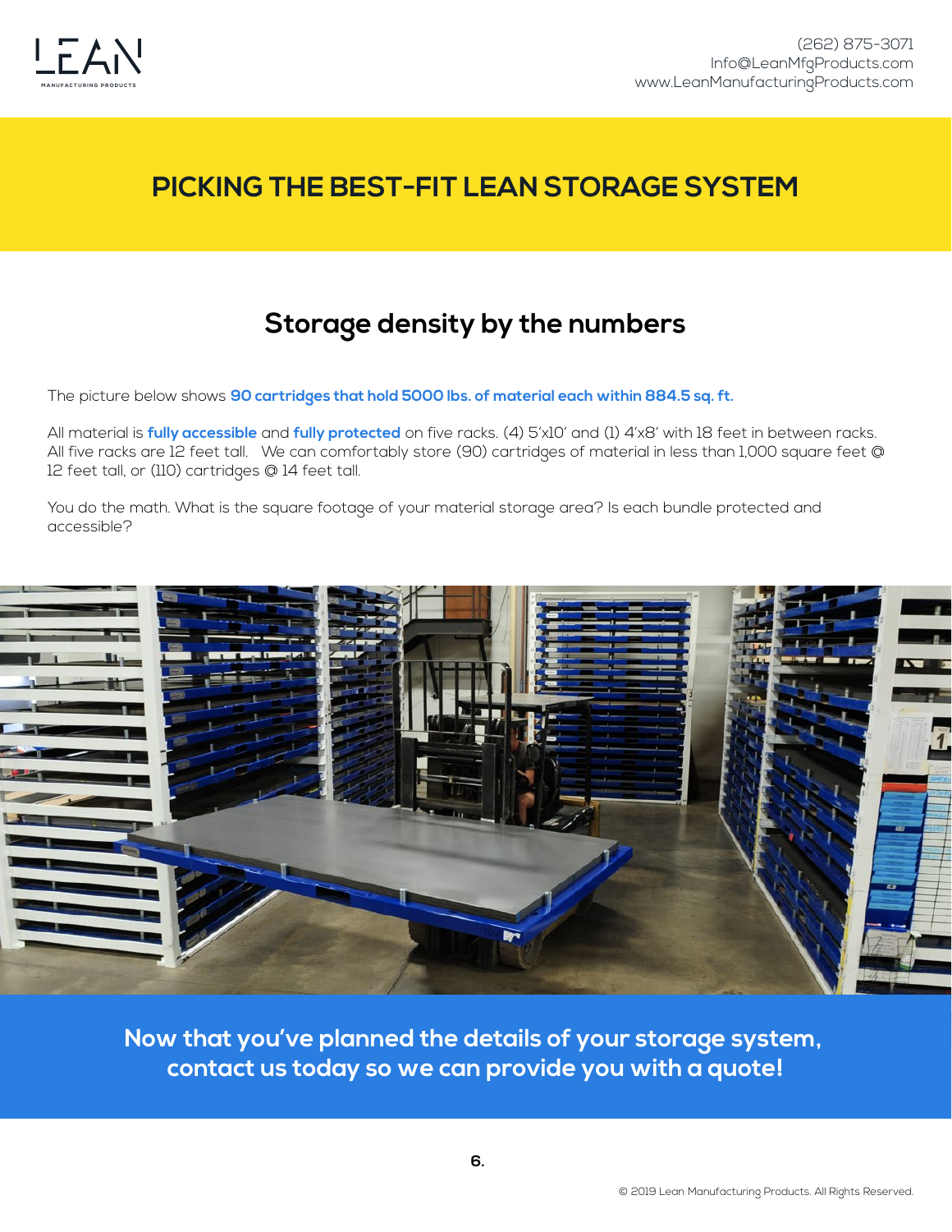# PICKING THE BEST-FIT LEAN STORAGE SYSTEM

## Storage density by the numbers

The picture below shows **90 cartridges that hold 5000 lbs. of material each within 884.5 sq. ft.**

All material is **fully accessible** and **fully protected** on five racks. (4) 5'x10' and (1) 4'x8' with 18 feet in between racks. All five racks are 12 feet tall. We can comfortably store (90) cartridges of material in less than 1,000 square feet @ 12 feet tall, or (110) cartridges @ 14 feet tall.

You do the math. What is the square footage of your material storage area? Is each bundle protected and accessible?

**Now that you've planned the details of your storage system, contact us today so we can provide you with a quote!**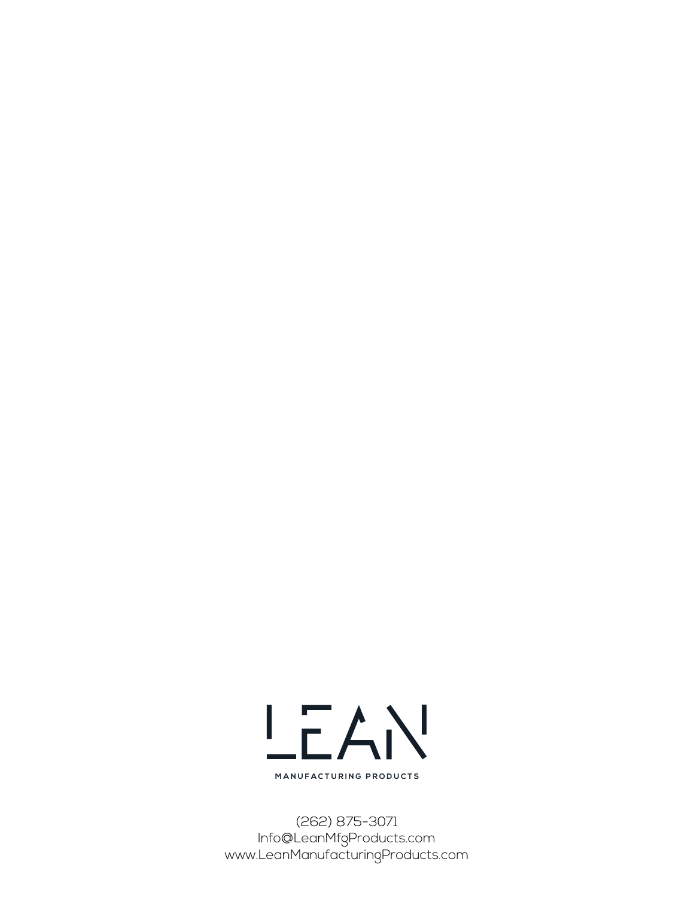LEAN

MANUFACTURING PRODUCTS

(262) 875-3071
Info@LeanMfgProducts.com
www.LeanManufacturingProducts.com